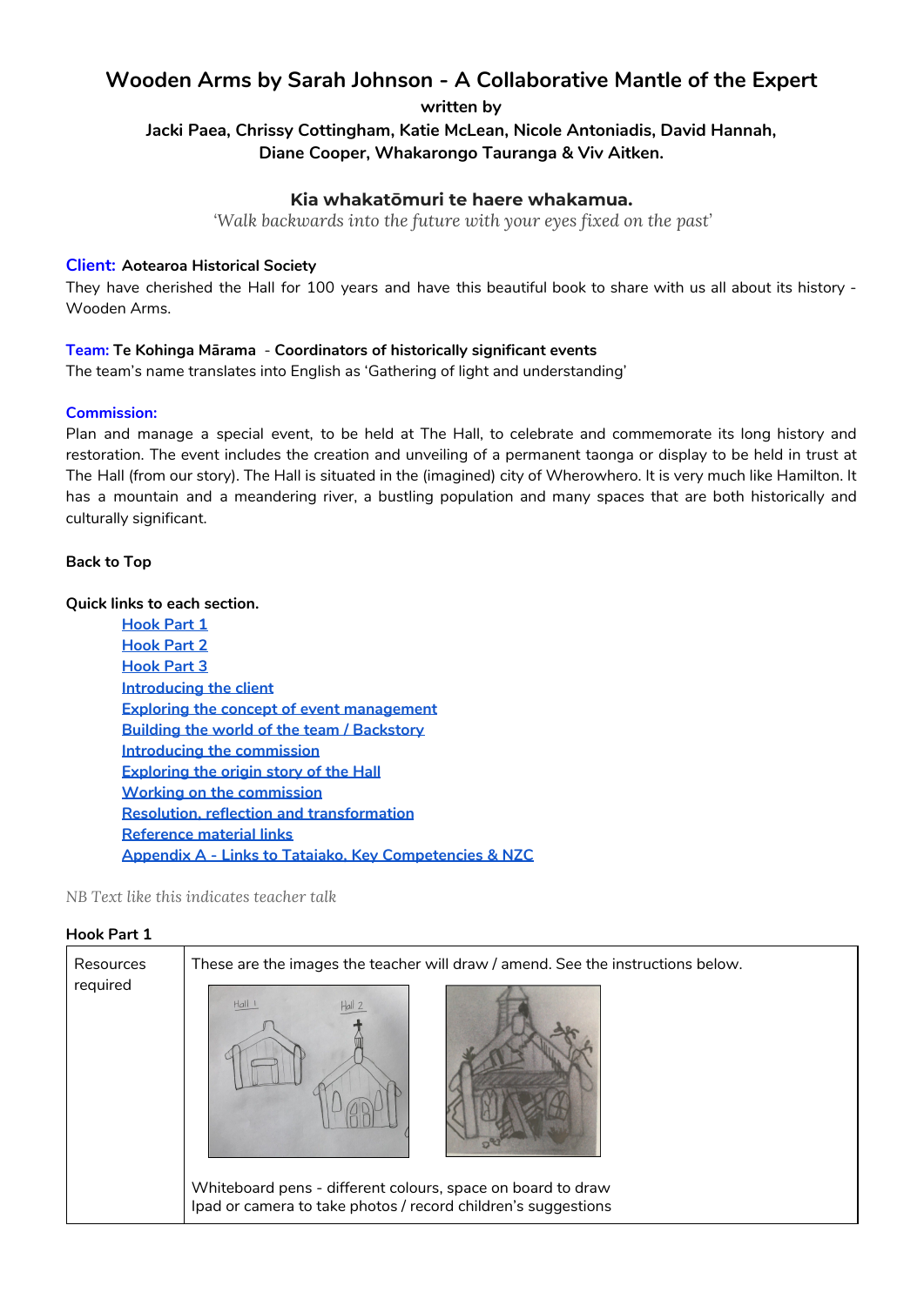# Wooden Arms by Sarah Johnson - A Collaborative Mantle of the Expert

**written by**

**Jacki Paea, Chrissy Cottingham, Katie McLean, Nicole Antoniadis, David Hannah, Diane Cooper, Whakarongo Tauranga & Viv Aitken.**

### Kia whakatōmuri te haere whakamua.

*'Walk backwards into the future with your eyes fixed on the past'*

**Client: Aotearoa Historical Society**

They have cherished the Hall for 100 years and have this beautiful book to share with us all about its history - Wooden Arms.

**Team: Te Kohinga Mārama - Coordinators of historically significant events**

The team's name translates into English as 'Gathering of light and understanding'

**Commission:**

Plan and manage a special event, to be held at The Hall, to celebrate and commemorate its long history and restoration. The event includes the creation and unveiling of a permanent taonga or display to be held in trust at The Hall (from our story). The Hall is situated in the (imagined) city of Wherowhero. It is very much like Hamilton. It has a mountain and a meandering river, a bustling population and many spaces that are both historically and culturally significant.

**Back to Top**

**Quick links to each section.**

- Hook Part 1
- Hook Part 2
- Hook Part 3
- Introducing the client
- Exploring the concept of event management
- Building the world of the team / Backstory
- Introducing the commission
- Exploring the origin story of the Hall
- Working on the commission
- Resolution, reflection and transformation
- Reference material links
- Appendix A - Links to Tataiako, Key Competencies & NZC

*NB Text like this indicates teacher talk*

**Hook Part 1**

| Resources required | These are the images the teacher will draw / amend. See the instructions below.<br><br>Whiteboard pens - different colours, space on board to draw<br>Ipad or camera to take photos / record children's suggestions |
|---|---|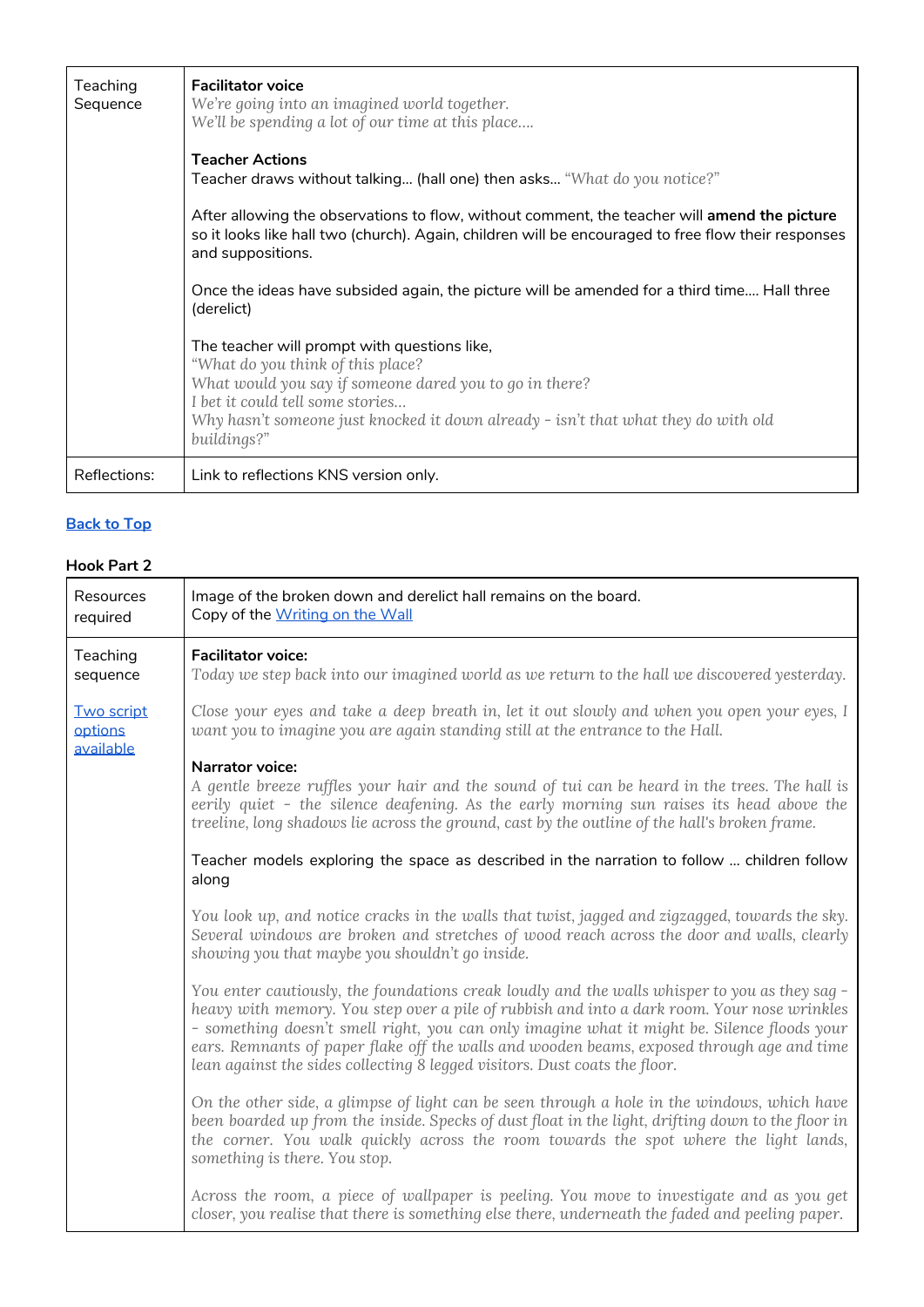| | |
|---|---|
| Teaching Sequence | **Facilitator voice**<br>*We're going into an imagined world together.*<br>*We'll be spending a lot of our time at this place....*<br><br>**Teacher Actions**<br>Teacher draws without talking... (hall one) then asks... *"What do you notice?"*<br><br>After allowing the observations to flow, without comment, the teacher will **amend the picture** so it looks like hall two (church). Again, children will be encouraged to free flow their responses and suppositions.<br><br>Once the ideas have subsided again, the picture will be amended for a third time.... Hall three (derelict)<br><br>The teacher will prompt with questions like,<br>*"What do you think of this place?*<br>*What would you say if someone dared you to go in there?*<br>*I bet it could tell some stories...*<br>*Why hasn't someone just knocked it down already - isn't that what they do with old buildings?"* |
| Reflections: | Link to reflections KNS version only. |

Back to Top

**Hook Part 2**

| | |
|---|---|
| Resources required | Image of the broken down and derelict hall remains on the board.<br>Copy of the Writing on the Wall |
| Teaching sequence<br><br>Two script options available | **Facilitator voice:**<br>*Today we step back into our imagined world as we return to the hall we discovered yesterday.*<br><br>*Close your eyes and take a deep breath in, let it out slowly and when you open your eyes, I want you to imagine you are again standing still at the entrance to the Hall.*<br><br>**Narrator voice:**<br>*A gentle breeze ruffles your hair and the sound of tui can be heard in the trees. The hall is eerily quiet - the silence deafening. As the early morning sun raises its head above the treeline, long shadows lie across the ground, cast by the outline of the hall's broken frame.*<br><br>Teacher models exploring the space as described in the narration to follow ... children follow along<br><br>*You look up, and notice cracks in the walls that twist, jagged and zigzagged, towards the sky. Several windows are broken and stretches of wood reach across the door and walls, clearly showing you that maybe you shouldn't go inside.*<br><br>*You enter cautiously, the foundations creak loudly and the walls whisper to you as they sag - heavy with memory. You step over a pile of rubbish and into a dark room. Your nose wrinkles - something doesn't smell right, you can only imagine what it might be. Silence floods your ears. Remnants of paper flake off the walls and wooden beams, exposed through age and time lean against the sides collecting 8 legged visitors. Dust coats the floor.*<br><br>*On the other side, a glimpse of light can be seen through a hole in the windows, which have been boarded up from the inside. Specks of dust float in the light, drifting down to the floor in the corner. You walk quickly across the room towards the spot where the light lands, something is there. You stop.*<br><br>*Across the room, a piece of wallpaper is peeling. You move to investigate and as you get closer, you realise that there is something else there, underneath the faded and peeling paper.* |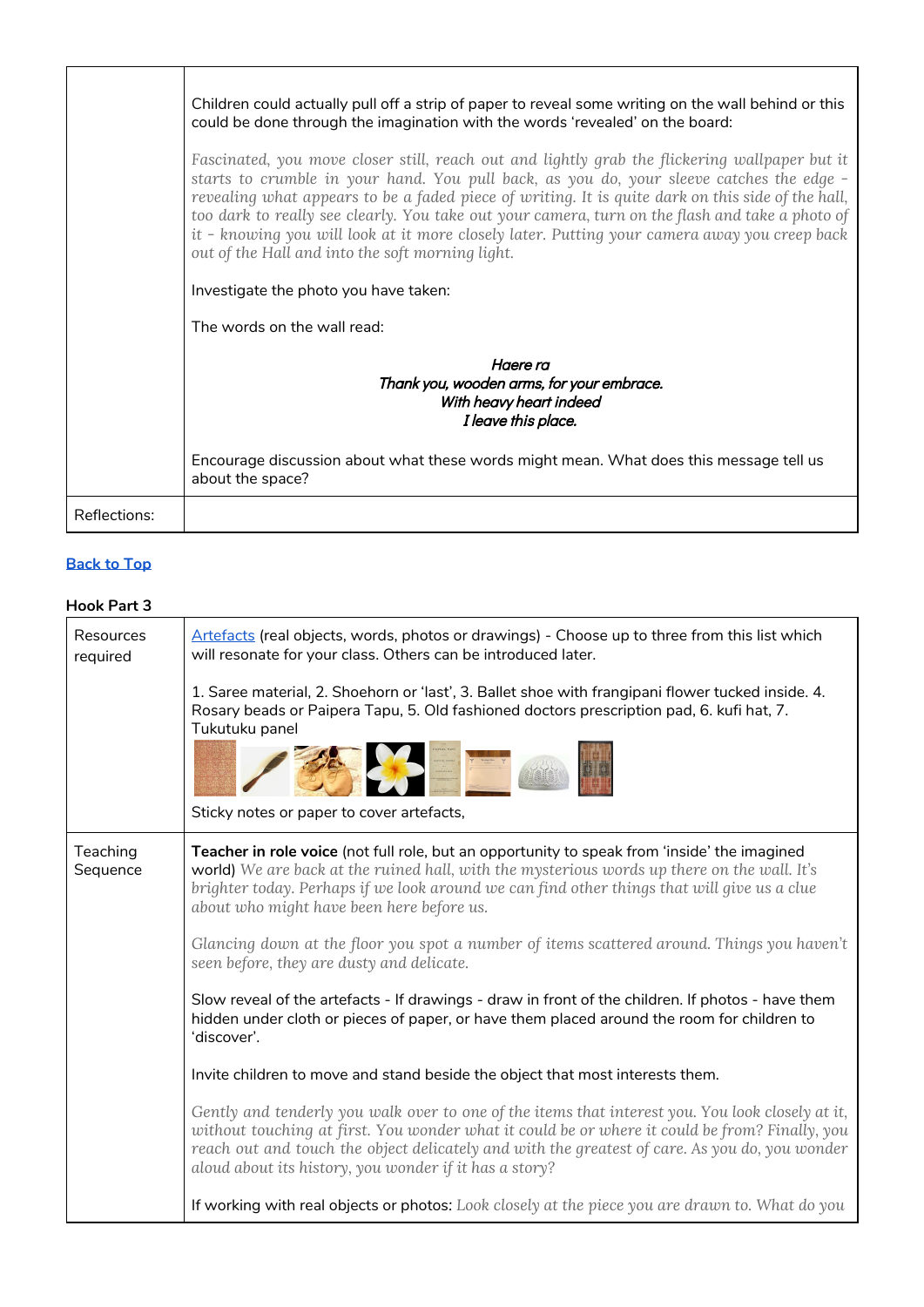| | |
|---|---|
| | Children could actually pull off a strip of paper to reveal some writing on the wall behind or this could be done through the imagination with the words 'revealed' on the board:<br><br>*Fascinated, you move closer still, reach out and lightly grab the flickering wallpaper but it starts to crumble in your hand. You pull back, as you do, your sleeve catches the edge - revealing what appears to be a faded piece of writing. It is quite dark on this side of the hall, too dark to really see clearly. You take out your camera, turn on the flash and take a photo of it - knowing you will look at it more closely later. Putting your camera away you creep back out of the Hall and into the soft morning light.*<br><br>Investigate the photo you have taken:<br><br>The words on the wall read:<br><br>*Haere ra*<br>*Thank you, wooden arms, for your embrace.*<br>*With heavy heart indeed*<br>*I leave this place.*<br><br>Encourage discussion about what these words might mean. What does this message tell us about the space? |
| Reflections: | |

[Back to Top]

**Hook Part 3**

| | |
|---|---|
| Resources required | [Artefacts] (real objects, words, photos or drawings) - Choose up to three from this list which will resonate for your class. Others can be introduced later.<br><br>1. Saree material, 2. Shoehorn or 'last', 3. Ballet shoe with frangipani flower tucked inside. 4. Rosary beads or Paipera Tapu, 5. Old fashioned doctors prescription pad, 6. kufi hat, 7. Tukutuku panel<br><br>Sticky notes or paper to cover artefacts, |
| Teaching Sequence | **Teacher in role voice** (not full role, but an opportunity to speak from 'inside' the imagined world) *We are back at the ruined hall, with the mysterious words up there on the wall. It's brighter today. Perhaps if we look around we can find other things that will give us a clue about who might have been here before us.*<br><br>*Glancing down at the floor you spot a number of items scattered around. Things you haven't seen before, they are dusty and delicate.*<br><br>Slow reveal of the artefacts - If drawings - draw in front of the children. If photos - have them hidden under cloth or pieces of paper, or have them placed around the room for children to 'discover'.<br><br>Invite children to move and stand beside the object that most interests them.<br><br>*Gently and tenderly you walk over to one of the items that interest you. You look closely at it, without touching at first. You wonder what it could be or where it could be from? Finally, you reach out and touch the object delicately and with the greatest of care. As you do, you wonder aloud about its history, you wonder if it has a story?*<br><br>If working with real objects or photos: *Look closely at the piece you are drawn to. What do you* |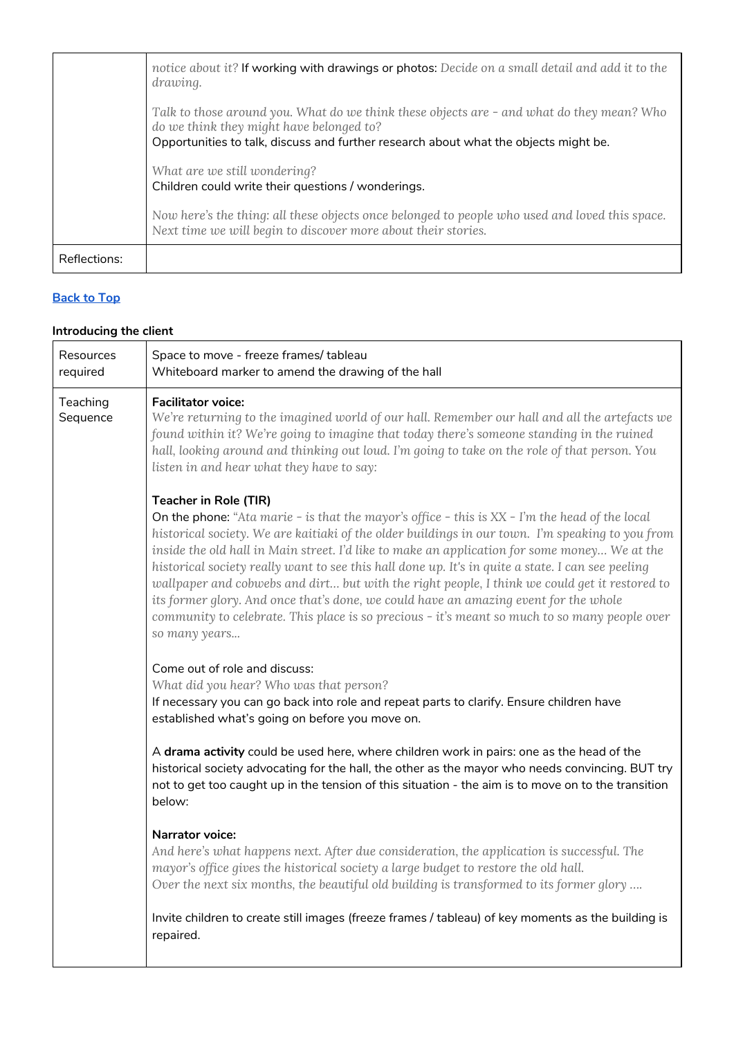| | |
|---|---|
| | *notice about it?* If working with drawings or photos: *Decide on a small detail and add it to the drawing.*<br><br>*Talk to those around you. What do we think these objects are - and what do they mean? Who do we think they might have belonged to?*<br>Opportunities to talk, discuss and further research about what the objects might be.<br><br>*What are we still wondering?*<br>Children could write their questions / wonderings.<br><br>*Now here's the thing: all these objects once belonged to people who used and loved this space. Next time we will begin to discover more about their stories.* |
| Reflections: | |

**Back to Top**

**Introducing the client**

| | |
|---|---|
| Resources required | Space to move - freeze frames/ tableau<br>Whiteboard marker to amend the drawing of the hall |
| Teaching Sequence | **Facilitator voice:**<br>*We're returning to the imagined world of our hall. Remember our hall and all the artefacts we found within it? We're going to imagine that today there's someone standing in the ruined hall, looking around and thinking out loud. I'm going to take on the role of that person. You listen in and hear what they have to say:*<br><br>**Teacher in Role (TIR)**<br>On the phone: *"Ata marie - is that the mayor's office - this is XX - I'm the head of the local historical society. We are kaitiaki of the older buildings in our town. I'm speaking to you from inside the old hall in Main street. I'd like to make an application for some money… We at the historical society really want to see this hall done up. It's in quite a state. I can see peeling wallpaper and cobwebs and dirt… but with the right people, I think we could get it restored to its former glory. And once that's done, we could have an amazing event for the whole community to celebrate. This place is so precious - it's meant so much to so many people over so many years…*<br><br>Come out of role and discuss:<br>*What did you hear? Who was that person?*<br>If necessary you can go back into role and repeat parts to clarify. Ensure children have established what's going on before you move on.<br><br>A **drama activity** could be used here, where children work in pairs: one as the head of the historical society advocating for the hall, the other as the mayor who needs convincing. BUT try not to get too caught up in the tension of this situation - the aim is to move on to the transition below:<br><br>**Narrator voice:**<br>*And here's what happens next. After due consideration, the application is successful. The mayor's office gives the historical society a large budget to restore the old hall.*<br>*Over the next six months, the beautiful old building is transformed to its former glory ….*<br><br>Invite children to create still images (freeze frames / tableau) of key moments as the building is repaired. |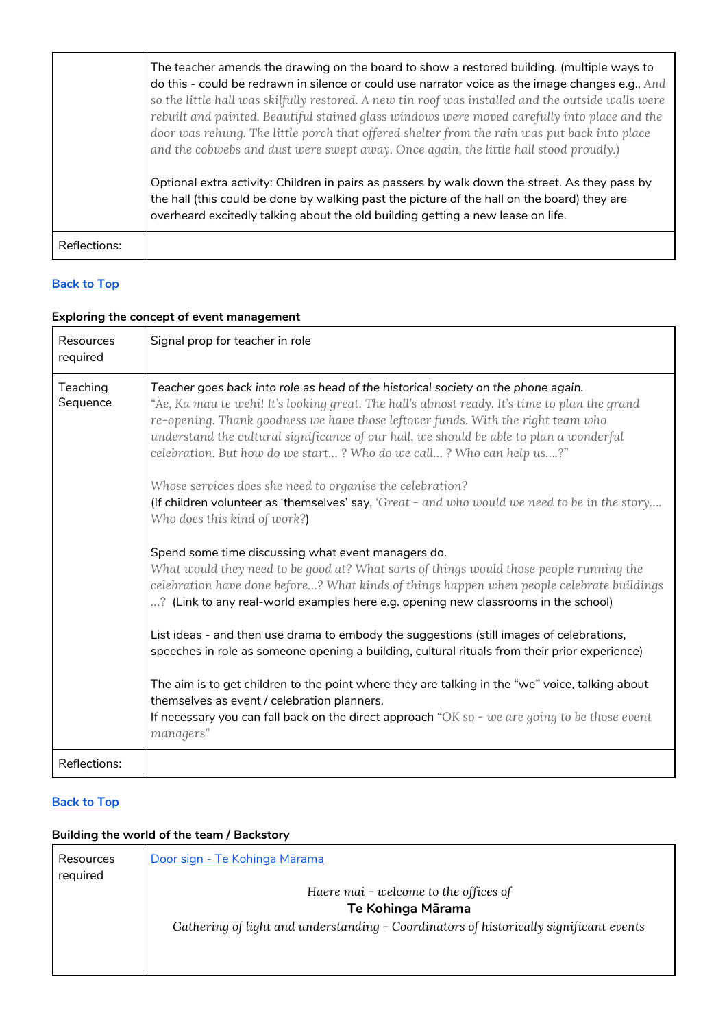| | |
|---|---|
| | The teacher amends the drawing on the board to show a restored building. (multiple ways to do this - could be redrawn in silence or could use narrator voice as the image changes e.g., *And so the little hall was skilfully restored. A new tin roof was installed and the outside walls were rebuilt and painted. Beautiful stained glass windows were moved carefully into place and the door was rehung. The little porch that offered shelter from the rain was put back into place and the cobwebs and dust were swept away. Once again, the little hall stood proudly.*)<br><br>Optional extra activity: Children in pairs as passers by walk down the street. As they pass by the hall (this could be done by walking past the picture of the hall on the board) they are overheard excitedly talking about the old building getting a new lease on life. |
| Reflections: | |

[Back to Top]

**Exploring the concept of event management**

| | |
|---|---|
| Resources required | Signal prop for teacher in role |
| Teaching Sequence | *Teacher goes back into role as head of the historical society on the phone again.*<br>*"Āe, Ka mau te wehi! It's looking great. The hall's almost ready. It's time to plan the grand re-opening. Thank goodness we have those leftover funds. With the right team who understand the cultural significance of our hall, we should be able to plan a wonderful celebration. But how do we start... ? Who do we call... ? Who can help us....?"*<br><br>*Whose services does she need to organise the celebration?*<br>(If children volunteer as 'themselves' say, *'Great - and who would we need to be in the story.... Who does this kind of work?*)<br><br>Spend some time discussing what event managers do.<br>*What would they need to be good at? What sorts of things would those people running the celebration have done before...? What kinds of things happen when people celebrate buildings ...?* (Link to any real-world examples here e.g. opening new classrooms in the school)<br><br>List ideas - and then use drama to embody the suggestions (still images of celebrations, speeches in role as someone opening a building, cultural rituals from their prior experience)<br><br>The aim is to get children to the point where they are talking in the "we" voice, talking about themselves as event / celebration planners.<br>If necessary you can fall back on the direct approach "*OK so - we are going to be those event managers*" |
| Reflections: | |

[Back to Top]

**Building the world of the team / Backstory**

| | |
|---|---|
| Resources required | [Door sign - Te Kohinga Mārama]<br><br>*Haere mai - welcome to the offices of*<br>**Te Kohinga Mārama**<br>*Gathering of light and understanding - Coordinators of historically significant events* |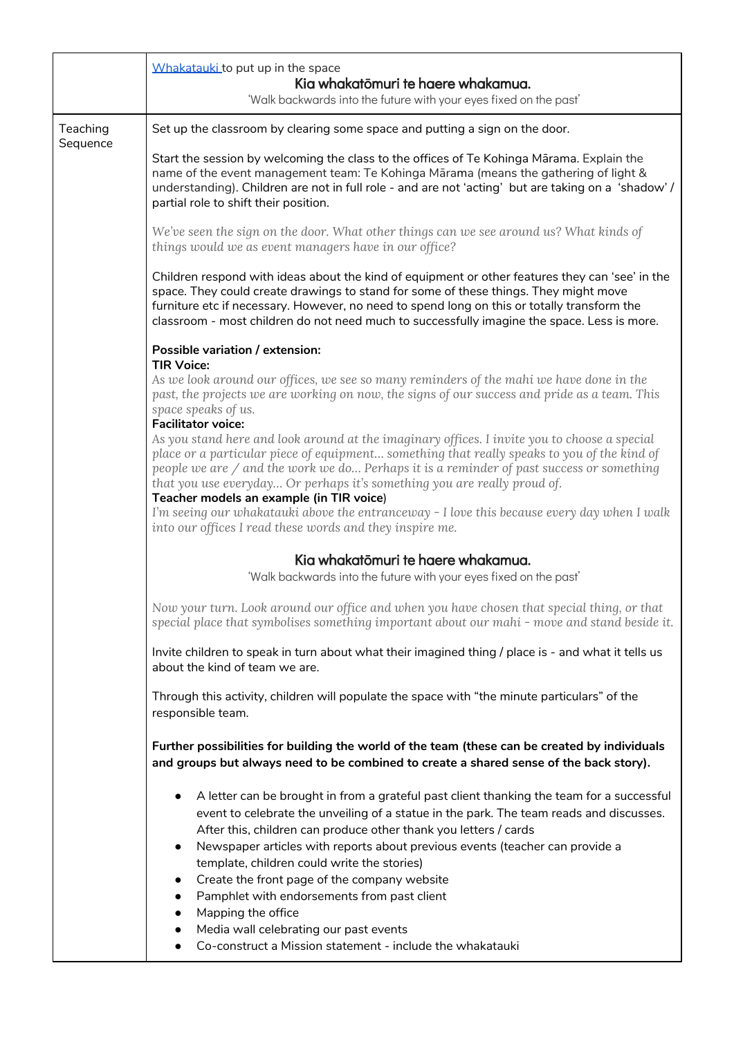| | [Whakatauki](#) to put up in the space<br>**Kia whakatōmuri te haere whakamua.**<br>'Walk backwards into the future with your eyes fixed on the past' |
|---|---|
| Teaching Sequence | Set up the classroom by clearing some space and putting a sign on the door.<br><br>Start the session by welcoming the class to the offices of Te Kohinga Mārama. Explain the name of the event management team: Te Kohinga Mārama (means the gathering of light & understanding). Children are not in full role - and are not 'acting' but are taking on a 'shadow' / partial role to shift their position.<br><br>*We've seen the sign on the door. What other things can we see around us? What kinds of things would we as event managers have in our office?*<br><br>Children respond with ideas about the kind of equipment or other features they can 'see' in the space. They could create drawings to stand for some of these things. They might move furniture etc if necessary. However, no need to spend long on this or totally transform the classroom - most children do not need much to successfully imagine the space. Less is more.<br><br>**Possible variation / extension:**<br>**TIR Voice:**<br>*As we look around our offices, we see so many reminders of the mahi we have done in the past, the projects we are working on now, the signs of our success and pride as a team. This space speaks of us.*<br>**Facilitator voice:**<br>*As you stand here and look around at the imaginary offices. I invite you to choose a special place or a particular piece of equipment… something that really speaks to you of the kind of people we are / and the work we do… Perhaps it is a reminder of past success or something that you use everyday… Or perhaps it's something you are really proud of.*<br>**Teacher models an example (in TIR voice)**<br>*I'm seeing our whakatauki above the entranceway - I love this because every day when I walk into our offices I read these words and they inspire me.*<br><br>**Kia whakatōmuri te haere whakamua.**<br>'Walk backwards into the future with your eyes fixed on the past'<br><br>*Now your turn. Look around our office and when you have chosen that special thing, or that special place that symbolises something important about our mahi - move and stand beside it.*<br><br>Invite children to speak in turn about what their imagined thing / place is - and what it tells us about the kind of team we are.<br><br>Through this activity, children will populate the space with "the minute particulars" of the responsible team.<br><br>**Further possibilities for building the world of the team (these can be created by individuals and groups but always need to be combined to create a shared sense of the back story).**<br><br>• A letter can be brought in from a grateful past client thanking the team for a successful event to celebrate the unveiling of a statue in the park. The team reads and discusses. After this, children can produce other thank you letters / cards<br>• Newspaper articles with reports about previous events (teacher can provide a template, children could write the stories)<br>• Create the front page of the company website<br>• Pamphlet with endorsements from past client<br>• Mapping the office<br>• Media wall celebrating our past events<br>• Co-construct a Mission statement - include the whakatauki |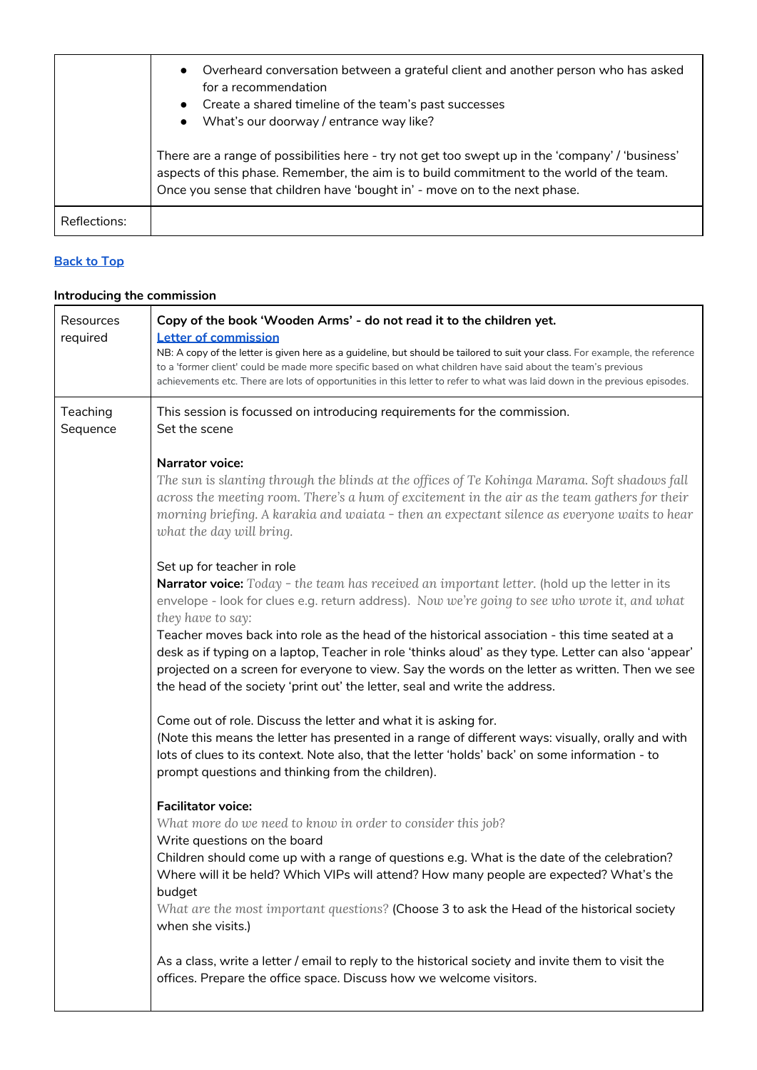| | |
|---|---|
| | • Overheard conversation between a grateful client and another person who has asked for a recommendation<br>• Create a shared timeline of the team's past successes<br>• What's our doorway / entrance way like?<br><br>There are a range of possibilities here - try not get too swept up in the 'company' / 'business' aspects of this phase. Remember, the aim is to build commitment to the world of the team. Once you sense that children have 'bought in' - move on to the next phase. |
| Reflections: | |

[Back to Top]

**Introducing the commission**

| | |
|---|---|
| Resources required | **Copy of the book 'Wooden Arms' - do not read it to the children yet.**<br>**Letter of commission**<br>NB: A copy of the letter is given here as a guideline, but should be tailored to suit your class. For example, the reference to a 'former client' could be made more specific based on what children have said about the team's previous achievements etc. There are lots of opportunities in this letter to refer to what was laid down in the previous episodes. |
| Teaching Sequence | This session is focussed on introducing requirements for the commission.<br>Set the scene<br><br>**Narrator voice:**<br>*The sun is slanting through the blinds at the offices of Te Kohinga Marama. Soft shadows fall across the meeting room. There's a hum of excitement in the air as the team gathers for their morning briefing. A karakia and waiata - then an expectant silence as everyone waits to hear what the day will bring.*<br><br>Set up for teacher in role<br>**Narrator voice:** *Today - the team has received an important letter.* (hold up the letter in its envelope - look for clues e.g. return address). *Now we're going to see who wrote it, and what they have to say:*<br>Teacher moves back into role as the head of the historical association - this time seated at a desk as if typing on a laptop, Teacher in role 'thinks aloud' as they type. Letter can also 'appear' projected on a screen for everyone to view. Say the words on the letter as written. Then we see the head of the society 'print out' the letter, seal and write the address.<br><br>Come out of role. Discuss the letter and what it is asking for.<br>(Note this means the letter has presented in a range of different ways: visually, orally and with lots of clues to its context. Note also, that the letter 'holds' back' on some information - to prompt questions and thinking from the children).<br><br>**Facilitator voice:**<br>*What more do we need to know in order to consider this job?*<br>Write questions on the board<br>Children should come up with a range of questions e.g. What is the date of the celebration? Where will it be held? Which VIPs will attend? How many people are expected? What's the budget<br>*What are the most important questions?* (Choose 3 to ask the Head of the historical society when she visits.)<br><br>As a class, write a letter / email to reply to the historical society and invite them to visit the offices. Prepare the office space. Discuss how we welcome visitors. |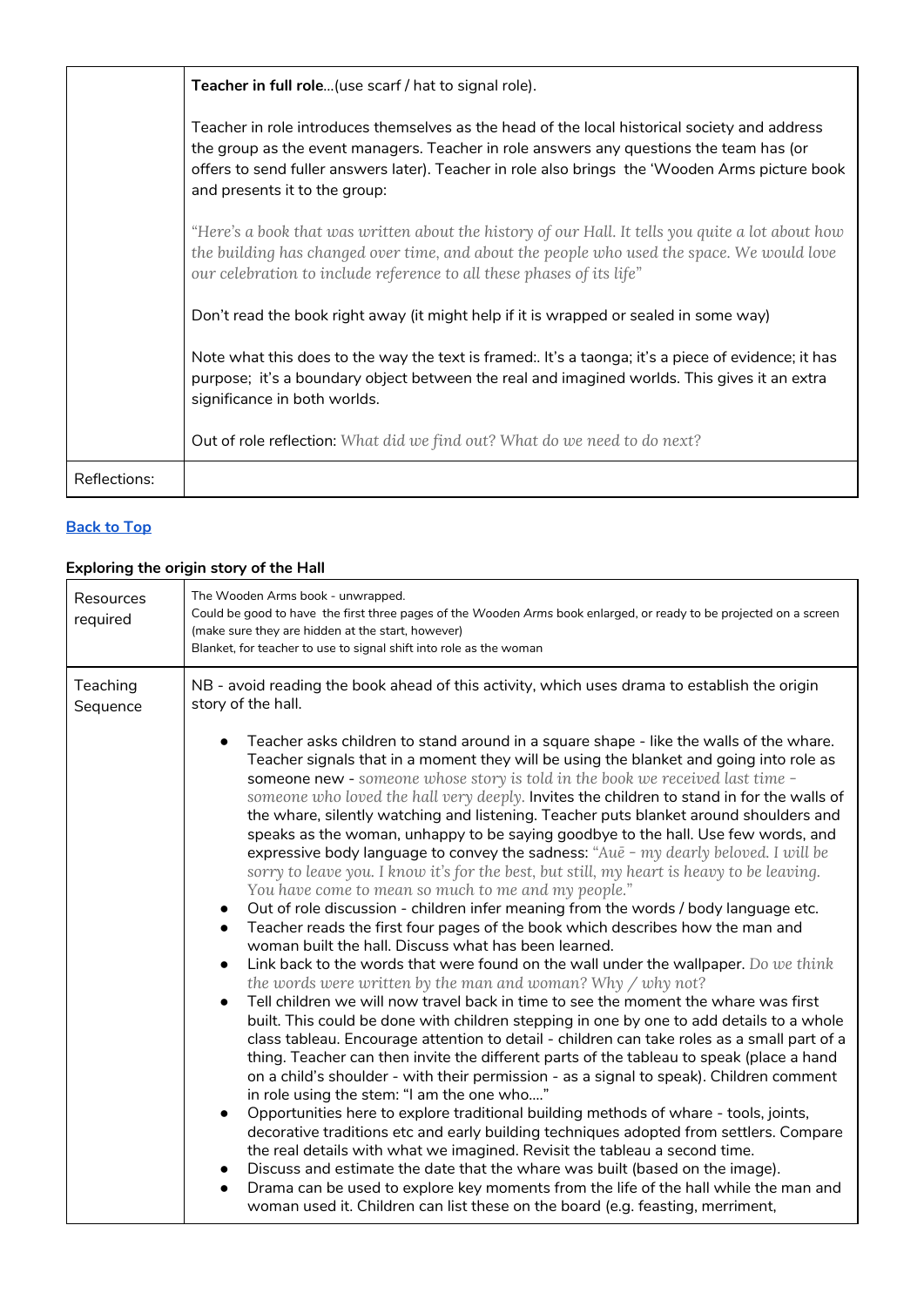| | |
|---|---|
| | **Teacher in full role**...(use scarf / hat to signal role).<br><br>Teacher in role introduces themselves as the head of the local historical society and address the group as the event managers. Teacher in role answers any questions the team has (or offers to send fuller answers later). Teacher in role also brings the 'Wooden Arms picture book and presents it to the group:<br><br>*"Here's a book that was written about the history of our Hall. It tells you quite a lot about how the building has changed over time, and about the people who used the space. We would love our celebration to include reference to all these phases of its life"*<br><br>Don't read the book right away (it might help if it is wrapped or sealed in some way)<br><br>Note what this does to the way the text is framed:. It's a taonga; it's a piece of evidence; it has purpose; it's a boundary object between the real and imagined worlds. This gives it an extra significance in both worlds.<br><br>Out of role reflection: *What did we find out? What do we need to do next?* |
| Reflections: | |

[Back to Top]

**Exploring the origin story of the Hall**

| | |
|---|---|
| Resources required | The Wooden Arms book - unwrapped.<br>Could be good to have the first three pages of the *Wooden Arms* book enlarged, or ready to be projected on a screen (make sure they are hidden at the start, however)<br>Blanket, for teacher to use to signal shift into role as the woman |
| Teaching Sequence | NB - avoid reading the book ahead of this activity, which uses drama to establish the origin story of the hall.<br><br>• Teacher asks children to stand around in a square shape - like the walls of the whare. Teacher signals that in a moment they will be using the blanket and going into role as someone new - *someone whose story is told in the book we received last time - someone who loved the hall very deeply.* Invites the children to stand in for the walls of the whare, silently watching and listening. Teacher puts blanket around shoulders and speaks as the woman, unhappy to be saying goodbye to the hall. Use few words, and expressive body language to convey the sadness: *"Auē - my dearly beloved. I will be sorry to leave you. I know it's for the best, but still, my heart is heavy to be leaving. You have come to mean so much to me and my people."*<br>• Out of role discussion - children infer meaning from the words / body language etc.<br>• Teacher reads the first four pages of the book which describes how the man and woman built the hall. Discuss what has been learned.<br>• Link back to the words that were found on the wall under the wallpaper. *Do we think the words were written by the man and woman? Why / why not?*<br>• Tell children we will now travel back in time to see the moment the whare was first built. This could be done with children stepping in one by one to add details to a whole class tableau. Encourage attention to detail - children can take roles as a small part of a thing. Teacher can then invite the different parts of the tableau to speak (place a hand on a child's shoulder - with their permission - as a signal to speak). Children comment in role using the stem: "I am the one who...."<br>• Opportunities here to explore traditional building methods of whare - tools, joints, decorative traditions etc and early building techniques adopted from settlers. Compare the real details with what we imagined. Revisit the tableau a second time.<br>• Discuss and estimate the date that the whare was built (based on the image).<br>• Drama can be used to explore key moments from the life of the hall while the man and woman used it. Children can list these on the board (e.g. feasting, merriment, |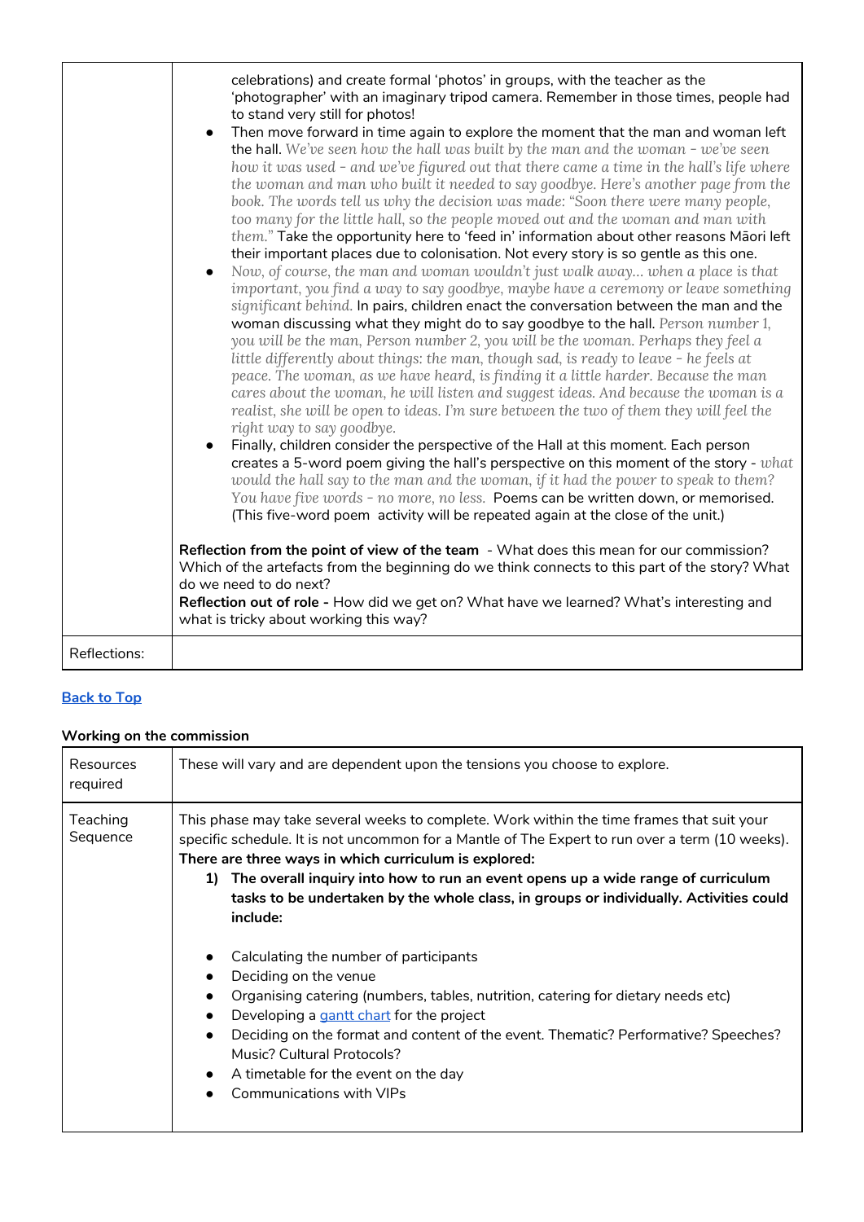| | |
|---|---|
| | celebrations) and create formal 'photos' in groups, with the teacher as the 'photographer' with an imaginary tripod camera. Remember in those times, people had to stand very still for photos!<br>• Then move forward in time again to explore the moment that the man and woman left the hall. *We've seen how the hall was built by the man and the woman - we've seen how it was used - and we've figured out that there came a time in the hall's life where the woman and man who built it needed to say goodbye. Here's another page from the book. The words tell us why the decision was made: "Soon there were many people, too many for the little hall, so the people moved out and the woman and man with them."* Take the opportunity here to 'feed in' information about other reasons Māori left their important places due to colonisation. Not every story is so gentle as this one.<br>• *Now, of course, the man and woman wouldn't just walk away... when a place is that important, you find a way to say goodbye, maybe have a ceremony or leave something significant behind.* In pairs, children enact the conversation between the man and the woman discussing what they might do to say goodbye to the hall. *Person number 1, you will be the man, Person number 2, you will be the woman. Perhaps they feel a little differently about things: the man, though sad, is ready to leave - he feels at peace. The woman, as we have heard, is finding it a little harder. Because the man cares about the woman, he will listen and suggest ideas. And because the woman is a realist, she will be open to ideas. I'm sure between the two of them they will feel the right way to say goodbye.*<br>• Finally, children consider the perspective of the Hall at this moment. Each person creates a 5-word poem giving the hall's perspective on this moment of the story - *what would the hall say to the man and the woman, if it had the power to speak to them? You have five words - no more, no less.* Poems can be written down, or memorised. (This five-word poem activity will be repeated again at the close of the unit.)<br><br>**Reflection from the point of view of the team** - What does this mean for our commission? Which of the artefacts from the beginning do we think connects to this part of the story? What do we need to do next?<br>**Reflection out of role -** How did we get on? What have we learned? What's interesting and what is tricky about working this way? |
| Reflections: | |

[Back to Top]

**Working on the commission**

| | |
|---|---|
| Resources required | These will vary and are dependent upon the tensions you choose to explore. |
| Teaching Sequence | This phase may take several weeks to complete. Work within the time frames that suit your specific schedule. It is not uncommon for a Mantle of The Expert to run over a term (10 weeks).<br>**There are three ways in which curriculum is explored:**<br>**1) The overall inquiry into how to run an event opens up a wide range of curriculum tasks to be undertaken by the whole class, in groups or individually. Activities could include:**<br><br>• Calculating the number of participants<br>• Deciding on the venue<br>• Organising catering (numbers, tables, nutrition, catering for dietary needs etc)<br>• Developing a [gantt chart] for the project<br>• Deciding on the format and content of the event. Thematic? Performative? Speeches? Music? Cultural Protocols?<br>• A timetable for the event on the day<br>• Communications with VIPs |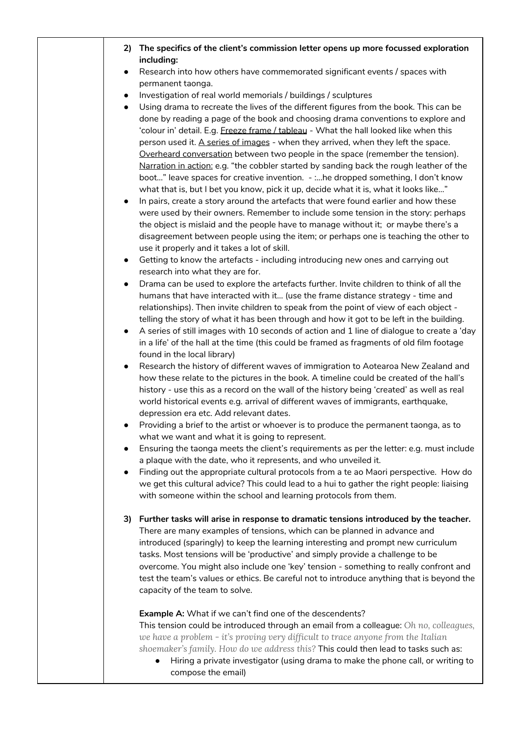**2) The specifics of the client's commission letter opens up more focussed exploration including:**

- Research into how others have commemorated significant events / spaces with permanent taonga.
- Investigation of real world memorials / buildings / sculptures
- Using drama to recreate the lives of the different figures from the book. This can be done by reading a page of the book and choosing drama conventions to explore and 'colour in' detail. E.g. Freeze frame / tableau - What the hall looked like when this person used it. A series of images - when they arrived, when they left the space. Overheard conversation between two people in the space (remember the tension). Narration in action: e.g. "the cobbler started by sanding back the rough leather of the boot…" leave spaces for creative invention. - :…he dropped something, I don't know what that is, but I bet you know, pick it up, decide what it is, what it looks like…"
- In pairs, create a story around the artefacts that were found earlier and how these were used by their owners. Remember to include some tension in the story: perhaps the object is mislaid and the people have to manage without it; or maybe there's a disagreement between people using the item; or perhaps one is teaching the other to use it properly and it takes a lot of skill.
- Getting to know the artefacts - including introducing new ones and carrying out research into what they are for.
- Drama can be used to explore the artefacts further. Invite children to think of all the humans that have interacted with it… (use the frame distance strategy - time and relationships). Then invite children to speak from the point of view of each object - telling the story of what it has been through and how it got to be left in the building.
- A series of still images with 10 seconds of action and 1 line of dialogue to create a 'day in a life' of the hall at the time (this could be framed as fragments of old film footage found in the local library)
- Research the history of different waves of immigration to Aotearoa New Zealand and how these relate to the pictures in the book. A timeline could be created of the hall's history - use this as a record on the wall of the history being 'created' as well as real world historical events e.g. arrival of different waves of immigrants, earthquake, depression era etc. Add relevant dates.
- Providing a brief to the artist or whoever is to produce the permanent taonga, as to what we want and what it is going to represent.
- Ensuring the taonga meets the client's requirements as per the letter: e.g. must include a plaque with the date, who it represents, and who unveiled it.
- Finding out the appropriate cultural protocols from a te ao Maori perspective. How do we get this cultural advice? This could lead to a hui to gather the right people: liaising with someone within the school and learning protocols from them.

**3) Further tasks will arise in response to dramatic tensions introduced by the teacher.** There are many examples of tensions, which can be planned in advance and introduced (sparingly) to keep the learning interesting and prompt new curriculum tasks. Most tensions will be 'productive' and simply provide a challenge to be overcome. You might also include one 'key' tension - something to really confront and test the team's values or ethics. Be careful not to introduce anything that is beyond the capacity of the team to solve.

**Example A:** What if we can't find one of the descendents?
This tension could be introduced through an email from a colleague: *Oh no, colleagues, we have a problem - it's proving very difficult to trace anyone from the Italian shoemaker's family. How do we address this?* This could then lead to tasks such as:

- Hiring a private investigator (using drama to make the phone call, or writing to compose the email)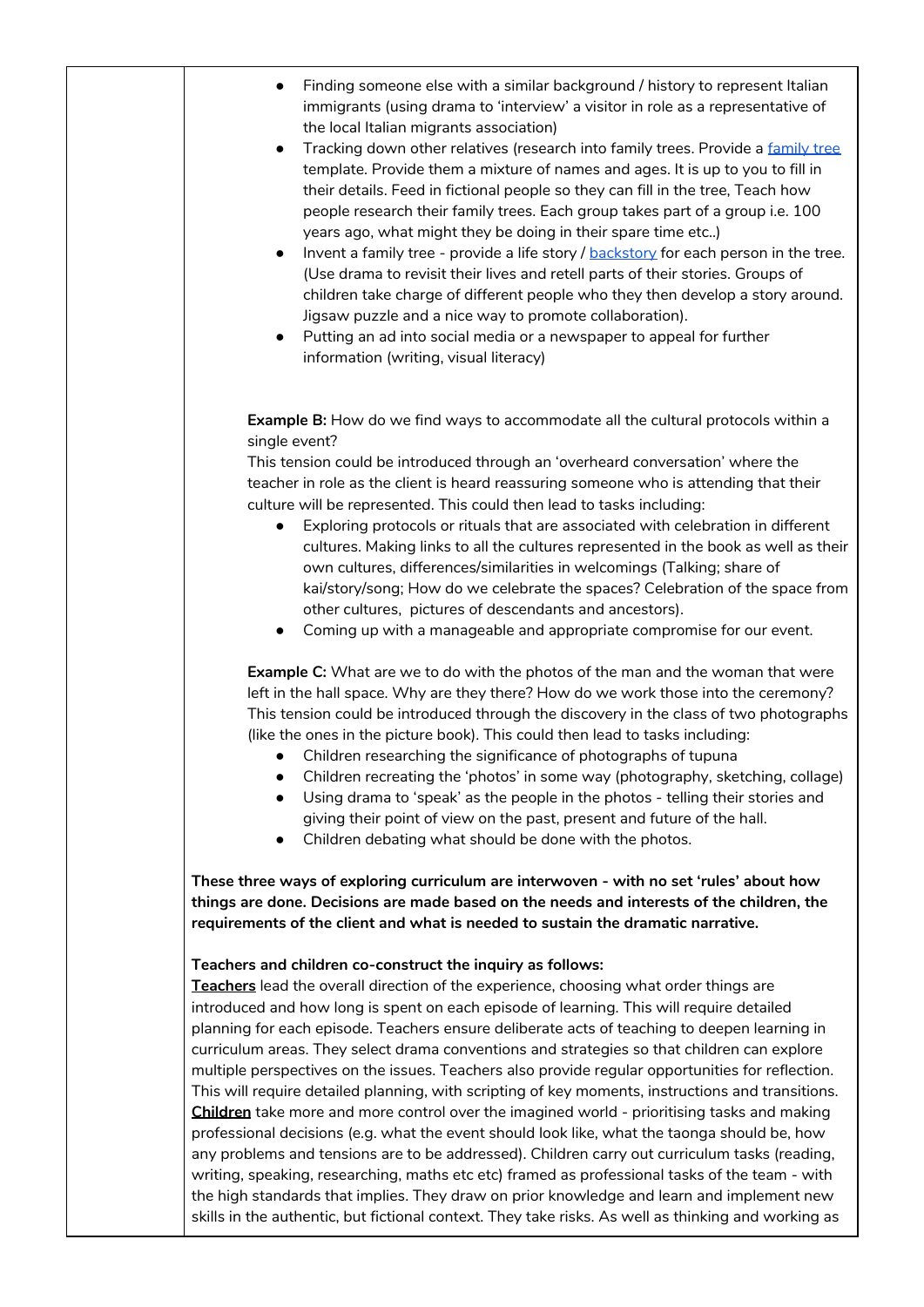- Finding someone else with a similar background / history to represent Italian immigrants (using drama to 'interview' a visitor in role as a representative of the local Italian migrants association)
- Tracking down other relatives (research into family trees. Provide a family tree template. Provide them a mixture of names and ages. It is up to you to fill in their details. Feed in fictional people so they can fill in the tree, Teach how people research their family trees. Each group takes part of a group i.e. 100 years ago, what might they be doing in their spare time etc..)
- Invent a family tree - provide a life story / backstory for each person in the tree. (Use drama to revisit their lives and retell parts of their stories. Groups of children take charge of different people who they then develop a story around. Jigsaw puzzle and a nice way to promote collaboration).
- Putting an ad into social media or a newspaper to appeal for further information (writing, visual literacy)

**Example B:** How do we find ways to accommodate all the cultural protocols within a single event?
This tension could be introduced through an 'overheard conversation' where the teacher in role as the client is heard reassuring someone who is attending that their culture will be represented. This could then lead to tasks including:

- Exploring protocols or rituals that are associated with celebration in different cultures. Making links to all the cultures represented in the book as well as their own cultures, differences/similarities in welcomings (Talking; share of kai/story/song; How do we celebrate the spaces? Celebration of the space from other cultures, pictures of descendants and ancestors).
- Coming up with a manageable and appropriate compromise for our event.

**Example C:** What are we to do with the photos of the man and the woman that were left in the hall space. Why are they there? How do we work those into the ceremony? This tension could be introduced through the discovery in the class of two photographs (like the ones in the picture book). This could then lead to tasks including:

- Children researching the significance of photographs of tupuna
- Children recreating the 'photos' in some way (photography, sketching, collage)
- Using drama to 'speak' as the people in the photos - telling their stories and giving their point of view on the past, present and future of the hall.
- Children debating what should be done with the photos.

**These three ways of exploring curriculum are interwoven - with no set 'rules' about how things are done. Decisions are made based on the needs and interests of the children, the requirements of the client and what is needed to sustain the dramatic narrative.**

**Teachers and children co-construct the inquiry as follows:**
**Teachers** lead the overall direction of the experience, choosing what order things are introduced and how long is spent on each episode of learning. This will require detailed planning for each episode. Teachers ensure deliberate acts of teaching to deepen learning in curriculum areas. They select drama conventions and strategies so that children can explore multiple perspectives on the issues. Teachers also provide regular opportunities for reflection. This will require detailed planning, with scripting of key moments, instructions and transitions.
**Children** take more and more control over the imagined world - prioritising tasks and making professional decisions (e.g. what the event should look like, what the taonga should be, how any problems and tensions are to be addressed). Children carry out curriculum tasks (reading, writing, speaking, researching, maths etc etc) framed as professional tasks of the team - with the high standards that implies. They draw on prior knowledge and learn and implement new skills in the authentic, but fictional context. They take risks. As well as thinking and working as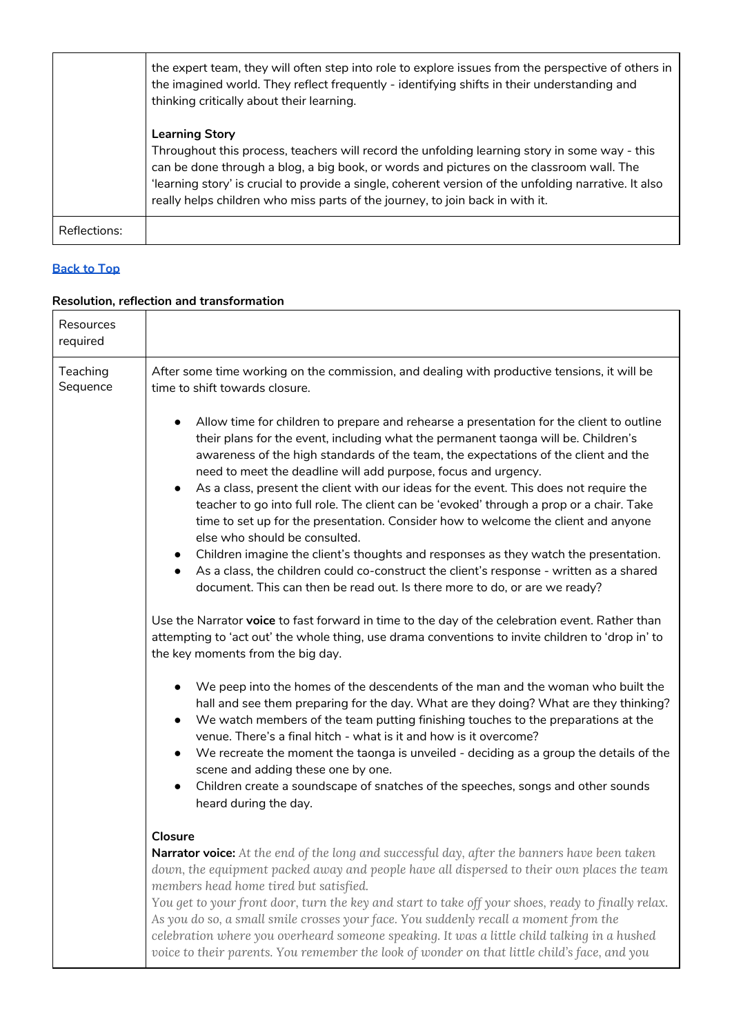|  |  |
| --- | --- |
|  | the expert team, they will often step into role to explore issues from the perspective of others in the imagined world. They reflect frequently - identifying shifts in their understanding and thinking critically about their learning.<br><br>**Learning Story**<br>Throughout this process, teachers will record the unfolding learning story in some way - this can be done through a blog, a big book, or words and pictures on the classroom wall. The 'learning story' is crucial to provide a single, coherent version of the unfolding narrative. It also really helps children who miss parts of the journey, to join back in with it. |
| Reflections: |  |

[Back to Top]

**Resolution, reflection and transformation**

|  |  |
| --- | --- |
| Resources required |  |
| Teaching Sequence | After some time working on the commission, and dealing with productive tensions, it will be time to shift towards closure.<br><br>• Allow time for children to prepare and rehearse a presentation for the client to outline their plans for the event, including what the permanent taonga will be. Children's awareness of the high standards of the team, the expectations of the client and the need to meet the deadline will add purpose, focus and urgency.<br>• As a class, present the client with our ideas for the event. This does not require the teacher to go into full role. The client can be 'evoked' through a prop or a chair. Take time to set up for the presentation. Consider how to welcome the client and anyone else who should be consulted.<br>• Children imagine the client's thoughts and responses as they watch the presentation.<br>• As a class, the children could co-construct the client's response - written as a shared document. This can then be read out. Is there more to do, or are we ready?<br><br>Use the Narrator **voice** to fast forward in time to the day of the celebration event. Rather than attempting to 'act out' the whole thing, use drama conventions to invite children to 'drop in' to the key moments from the big day.<br><br>• We peep into the homes of the descendents of the man and the woman who built the hall and see them preparing for the day. What are they doing? What are they thinking?<br>• We watch members of the team putting finishing touches to the preparations at the venue. There's a final hitch - what is it and how is it overcome?<br>• We recreate the moment the taonga is unveiled - deciding as a group the details of the scene and adding these one by one.<br>• Children create a soundscape of snatches of the speeches, songs and other sounds heard during the day.<br><br>**Closure**<br>**Narrator voice:** *At the end of the long and successful day, after the banners have been taken down, the equipment packed away and people have all dispersed to their own places the team members head home tired but satisfied.*<br>*You get to your front door, turn the key and start to take off your shoes, ready to finally relax. As you do so, a small smile crosses your face. You suddenly recall a moment from the celebration where you overheard someone speaking. It was a little child talking in a hushed voice to their parents. You remember the look of wonder on that little child's face, and you* |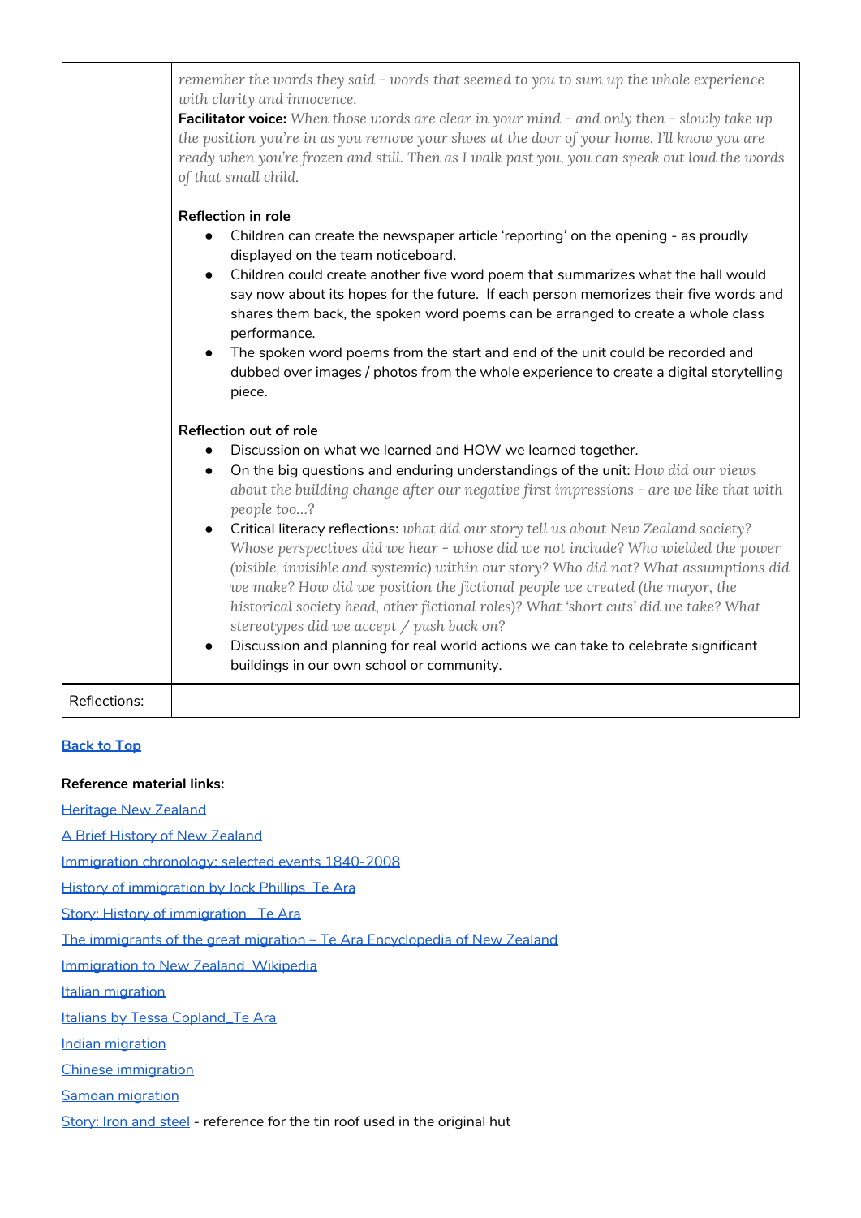| | |
|---|---|
| | *remember the words they said - words that seemed to you to sum up the whole experience with clarity and innocence.*<br>**Facilitator voice:** *When those words are clear in your mind - and only then - slowly take up the position you're in as you remove your shoes at the door of your home. I'll know you are ready when you're frozen and still. Then as I walk past you, you can speak out loud the words of that small child.*<br><br>**Reflection in role**<br>● Children can create the newspaper article 'reporting' on the opening - as proudly displayed on the team noticeboard.<br>● Children could create another five word poem that summarizes what the hall would say now about its hopes for the future. If each person memorizes their five words and shares them back, the spoken word poems can be arranged to create a whole class performance.<br>● The spoken word poems from the start and end of the unit could be recorded and dubbed over images / photos from the whole experience to create a digital storytelling piece.<br><br>**Reflection out of role**<br>● Discussion on what we learned and HOW we learned together.<br>● On the big questions and enduring understandings of the unit: *How did our views about the building change after our negative first impressions - are we like that with people too…?*<br>● Critical literacy reflections: *what did our story tell us about New Zealand society? Whose perspectives did we hear - whose did we not include? Who wielded the power (visible, invisible and systemic) within our story? Who did not? What assumptions did we make? How did we position the fictional people we created (the mayor, the historical society head, other fictional roles)? What 'short cuts' did we take? What stereotypes did we accept / push back on?*<br>● Discussion and planning for real world actions we can take to celebrate significant buildings in our own school or community. |
| Reflections: | |

**Back to Top**

**Reference material links:**

Heritage New Zealand

A Brief History of New Zealand

Immigration chronology: selected events 1840-2008

History of immigration by Jock Phillips_Te Ara

Story: History of immigration_ Te Ara

The immigrants of the great migration – Te Ara Encyclopedia of New Zealand

Immigration to New Zealand_Wikipedia

Italian migration

Italians by Tessa Copland_Te Ara

Indian migration

Chinese immigration

Samoan migration

Story: Iron and steel - reference for the tin roof used in the original hut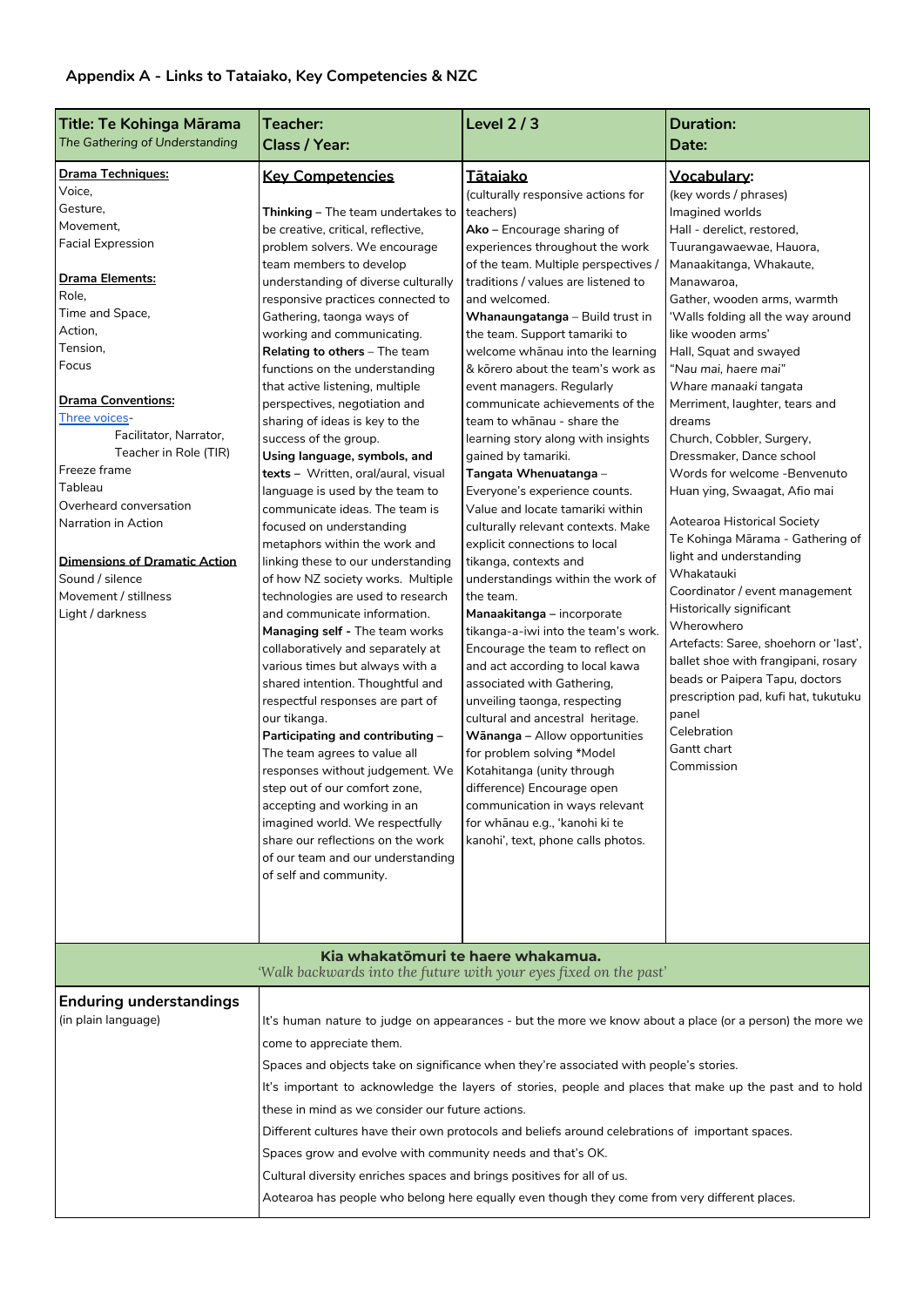## Appendix A - Links to Tataiako, Key Competencies & NZC

| **Title: Te Kohinga Mārama**<br>*The Gathering of Understanding* | **Teacher:**<br>**Class / Year:** | **Level 2 / 3** | **Duration:**<br>**Date:** |
|---|---|---|---|
| **Drama Techniques:**<br>Voice,<br>Gesture,<br>Movement,<br>Facial Expression<br><br>**Drama Elements:**<br>Role,<br>Time and Space,<br>Action,<br>Tension,<br>Focus<br><br>**Drama Conventions:**<br>Three voices-<br>Facilitator, Narrator, Teacher in Role (TIR)<br>Freeze frame<br>Tableau<br>Overheard conversation<br>Narration in Action<br><br>**Dimensions of Dramatic Action**<br>Sound / silence<br>Movement / stillness<br>Light / darkness | **Key Competencies**<br><br>**Thinking –** The team undertakes to be creative, critical, reflective, problem solvers. We encourage team members to develop understanding of diverse culturally responsive practices connected to Gathering, taonga ways of working and communicating.<br>**Relating to others** – The team functions on the understanding that active listening, multiple perspectives, negotiation and sharing of ideas is key to the success of the group.<br>**Using language, symbols, and texts –** Written, oral/aural, visual language is used by the team to communicate ideas. The team is focused on understanding metaphors within the work and linking these to our understanding of how NZ society works. Multiple technologies are used to research and communicate information.<br>**Managing self -** The team works collaboratively and separately at various times but always with a shared intention. Thoughtful and respectful responses are part of our tikanga.<br>**Participating and contributing** – The team agrees to value all responses without judgement. We step out of our comfort zone, accepting and working in an imagined world. We respectfully share our reflections on the work of our team and our understanding of self and community. | **Tātaiako**<br>(culturally responsive actions for teachers)<br>**Ako –** Encourage sharing of experiences throughout the work of the team. Multiple perspectives / traditions / values are listened to and welcomed.<br>**Whanaungatanga** – Build trust in the team. Support tamariki to welcome whānau into the learning & kōrero about the team's work as event managers. Regularly communicate achievements of the team to whānau - share the learning story along with insights gained by tamariki.<br>**Tangata Whenuatanga** – Everyone's experience counts. Value and locate tamariki within culturally relevant contexts. Make explicit connections to local tikanga, contexts and understandings within the work of the team.<br>**Manaakitanga –** incorporate tikanga-a-iwi into the team's work. Encourage the team to reflect on and act according to local kawa associated with Gathering, unveiling taonga, respecting cultural and ancestral heritage.<br>**Wānanga –** Allow opportunities for problem solving *Model Kotahitanga (unity through difference) Encourage open communication in ways relevant for whānau e.g., 'kanohi ki te kanohi', text, phone calls photos. | **Vocabulary:**<br>(key words / phrases)<br>Imagined worlds<br>Hall - derelict, restored,<br>Tuurangawaewae, Hauora, Manaakitanga, Whakaute, Manawaroa,<br>Gather, wooden arms, warmth<br>'Walls folding all the way around like wooden arms'<br>Hall, Squat and swayed<br>"*Nau mai, haere mai*"<br>*Whare manaaki tangata*<br>Merriment, laughter, tears and dreams<br>Church, Cobbler, Surgery, Dressmaker, Dance school<br>Words for welcome -Benvenuto Huan ying, Swaagat, Afio mai<br><br>Aotearoa Historical Society<br>Te Kohinga Mārama - Gathering of light and understanding<br>Whakatauki<br>Coordinator / event management<br>Historically significant<br>Wherowhero<br>Artefacts: Saree, shoehorn or 'last', ballet shoe with frangipani, rosary beads or Paipera Tapu, doctors prescription pad, kufi hat, tukutuku panel<br>Celebration<br>Gantt chart<br>Commission |

**Kia whakatōmuri te haere whakamua.**
*'Walk backwards into the future with your eyes fixed on the past'*

| **Enduring understandings**<br>(in plain language) | It's human nature to judge on appearances - but the more we know about a place (or a person) the more we come to appreciate them.<br>Spaces and objects take on significance when they're associated with people's stories.<br>It's important to acknowledge the layers of stories, people and places that make up the past and to hold these in mind as we consider our future actions.<br>Different cultures have their own protocols and beliefs around celebrations of important spaces.<br>Spaces grow and evolve with community needs and that's OK.<br>Cultural diversity enriches spaces and brings positives for all of us.<br>Aotearoa has people who belong here equally even though they come from very different places. |
|---|---|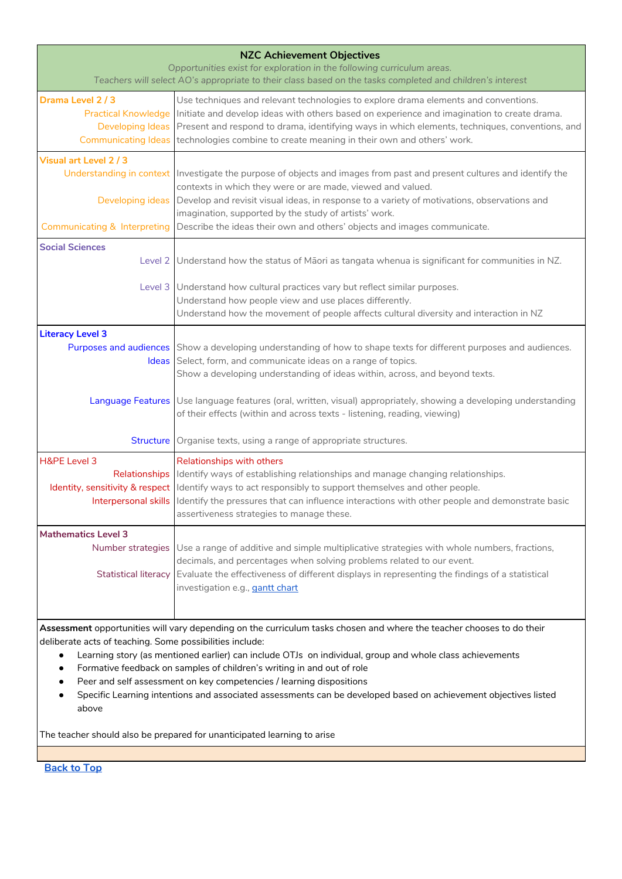| **NZC Achievement Objectives**<br>*Opportunities exist for exploration in the following curriculum areas.*<br>*Teachers will select AO's appropriate to their class based on the tasks completed and children's interest* | |
|---|---|
| **Drama Level 2 / 3**<br>Practical Knowledge<br>Developing Ideas<br>Communicating Ideas | Use techniques and relevant technologies to explore drama elements and conventions.<br>Initiate and develop ideas with others based on experience and imagination to create drama.<br>Present and respond to drama, identifying ways in which elements, techniques, conventions, and technologies combine to create meaning in their own and others' work. |
| **Visual art Level 2 / 3**<br>Understanding in context<br><br>Developing ideas<br><br>Communicating & Interpreting | Investigate the purpose of objects and images from past and present cultures and identify the contexts in which they were or are made, viewed and valued.<br>Develop and revisit visual ideas, in response to a variety of motivations, observations and imagination, supported by the study of artists' work.<br>Describe the ideas their own and others' objects and images communicate. |
| **Social Sciences**<br>Level 2<br><br>Level 3 | Understand how the status of Māori as tangata whenua is significant for communities in NZ.<br><br>Understand how cultural practices vary but reflect similar purposes.<br>Understand how people view and use places differently.<br>Understand how the movement of people affects cultural diversity and interaction in NZ |
| **Literacy Level 3**<br>Purposes and audiences<br>Ideas<br><br>Language Features<br><br>Structure | Show a developing understanding of how to shape texts for different purposes and audiences.<br>Select, form, and communicate ideas on a range of topics.<br>Show a developing understanding of ideas within, across, and beyond texts.<br><br>Use language features (oral, written, visual) appropriately, showing a developing understanding of their effects (within and across texts - listening, reading, viewing)<br><br>Organise texts, using a range of appropriate structures. |
| H&PE Level 3<br>Relationships<br>Identity, sensitivity & respect<br>Interpersonal skills | Relationships with others<br>Identify ways of establishing relationships and manage changing relationships.<br>Identify ways to act responsibly to support themselves and other people.<br>Identify the pressures that can influence interactions with other people and demonstrate basic assertiveness strategies to manage these. |
| **Mathematics Level 3**<br>Number strategies<br><br>Statistical literacy | Use a range of additive and simple multiplicative strategies with whole numbers, fractions, decimals, and percentages when solving problems related to our event.<br>Evaluate the effectiveness of different displays in representing the findings of a statistical investigation e.g., gantt chart |

**Assessment** opportunities will vary depending on the curriculum tasks chosen and where the teacher chooses to do their deliberate acts of teaching. Some possibilities include:

- Learning story (as mentioned earlier) can include OTJs on individual, group and whole class achievements
- Formative feedback on samples of children's writing in and out of role
- Peer and self assessment on key competencies / learning dispositions
- Specific Learning intentions and associated assessments can be developed based on achievement objectives listed above

The teacher should also be prepared for unanticipated learning to arise

**Back to Top**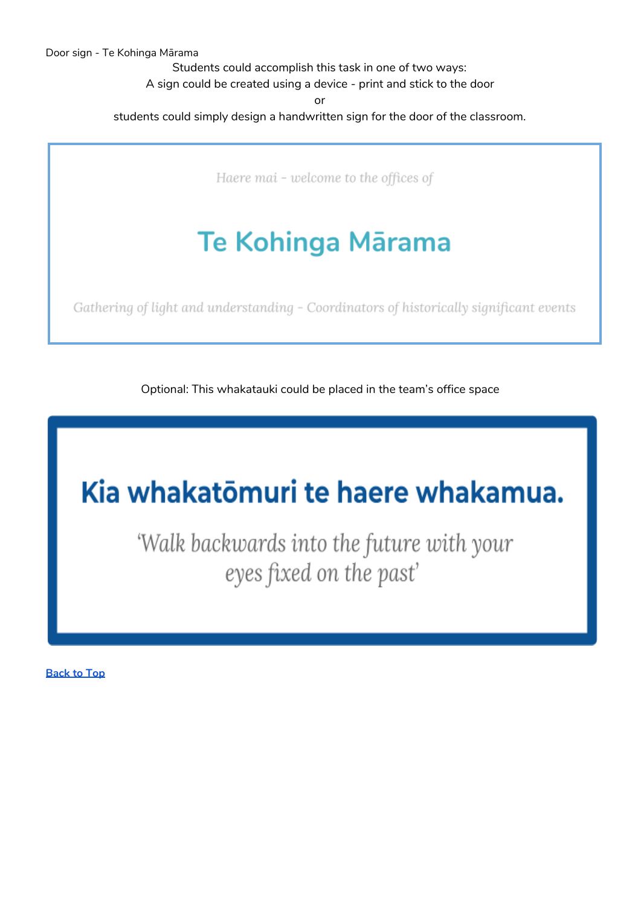Door sign - Te Kohinga Mārama

Students could accomplish this task in one of two ways:

A sign could be created using a device - print and stick to the door

or

students could simply design a handwritten sign for the door of the classroom.

*Haere mai – welcome to the offices of*

## Te Kohinga Mārama

*Gathering of light and understanding – Coordinators of historically significant events*

Optional: This whakatauki could be placed in the team's office space

## Kia whakatōmuri te haere whakamua.

*'Walk backwards into the future with your eyes fixed on the past'*

**Back to Top**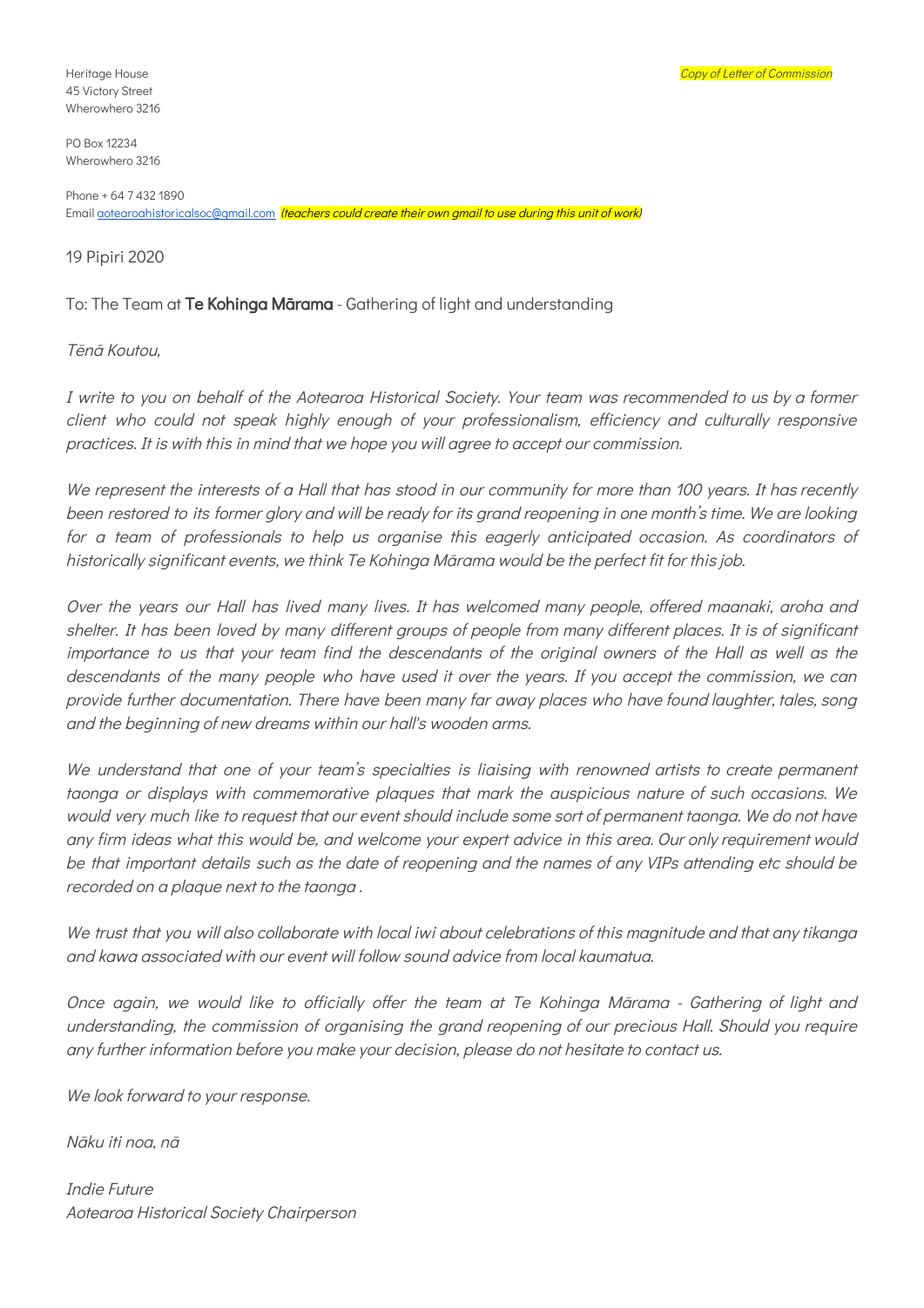Heritage House
45 Victory Street
Wherowhero 3216

*Copy of Letter of Commission*

PO Box 12234
Wherowhero 3216

Phone + 64 7 432 1890
Email aotearoahistoricalsoc@gmail.com *(teachers could create their own gmail to use during this unit of work)*

19 Pipiri 2020

To: The Team at **Te Kohinga Mārama** - Gathering of light and understanding

*Tēnā Koutou,*

*I write to you on behalf of the Aotearoa Historical Society. Your team was recommended to us by a former client who could not speak highly enough of your professionalism, efficiency and culturally responsive practices. It is with this in mind that we hope you will agree to accept our commission.*

*We represent the interests of a Hall that has stood in our community for more than 100 years. It has recently been restored to its former glory and will be ready for its grand reopening in one month's time. We are looking for a team of professionals to help us organise this eagerly anticipated occasion. As coordinators of historically significant events, we think Te Kohinga Mārama would be the perfect fit for this job.*

*Over the years our Hall has lived many lives. It has welcomed many people, offered maanaki, aroha and shelter. It has been loved by many different groups of people from many different places. It is of significant importance to us that your team find the descendants of the original owners of the Hall as well as the descendants of the many people who have used it over the years. If you accept the commission, we can provide further documentation. There have been many far away places who have found laughter, tales, song and the beginning of new dreams within our hall's wooden arms.*

*We understand that one of your team's specialties is liaising with renowned artists to create permanent taonga or displays with commemorative plaques that mark the auspicious nature of such occasions. We would very much like to request that our event should include some sort of permanent taonga. We do not have any firm ideas what this would be, and welcome your expert advice in this area. Our only requirement would be that important details such as the date of reopening and the names of any VIPs attending etc should be recorded on a plaque next to the taonga .*

*We trust that you will also collaborate with local iwi about celebrations of this magnitude and that any tikanga and kawa associated with our event will follow sound advice from local kaumatua.*

*Once again, we would like to officially offer the team at Te Kohinga Mārama - Gathering of light and understanding, the commission of organising the grand reopening of our precious Hall. Should you require any further information before you make your decision, please do not hesitate to contact us.*

*We look forward to your response.*

*Nāku iti noa, nā*

*Indie Future*
*Aotearoa Historical Society Chairperson*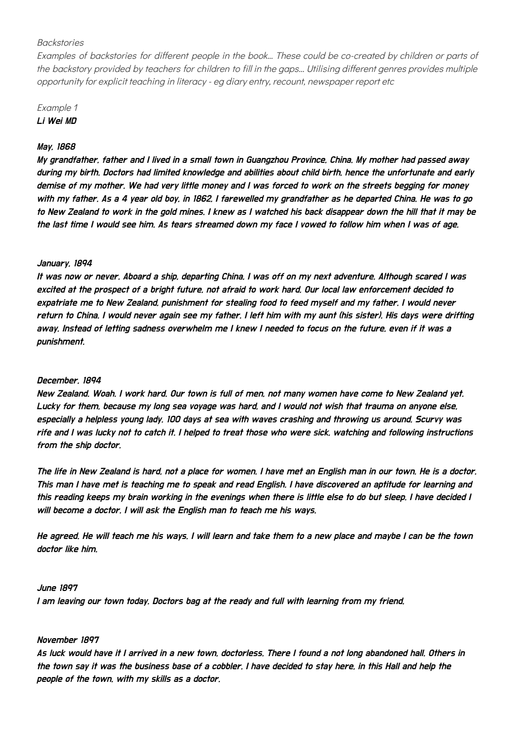*Backstories*

*Examples of backstories for different people in the book... These could be co-created by children or parts of the backstory provided by teachers for children to fill in the gaps... Utilising different genres provides multiple opportunity for explicit teaching in literacy - eg diary entry, recount, newspaper report etc*

*Example 1*

***Li Wei MD***

***May, 1868***

***My grandfather, father and I lived in a small town in Guangzhou Province, China. My mother had passed away during my birth. Doctors had limited knowledge and abilities about child birth, hence the unfortunate and early demise of my mother. We had very little money and I was forced to work on the streets begging for money with my father. As a 4 year old boy, in 1862, I farewelled my grandfather as he departed China. He was to go to New Zealand to work in the gold mines. I knew as I watched his back disappear down the hill that it may be the last time I would see him. As tears streamed down my face I vowed to follow him when I was of age.***

***January, 1894***

***It was now or never. Aboard a ship, departing China, I was off on my next adventure. Although scared I was excited at the prospect of a bright future, not afraid to work hard. Our local law enforcement decided to expatriate me to New Zealand, punishment for stealing food to feed myself and my father. I would never return to China. I would never again see my father. I left him with my aunt (his sister). His days were drifting away. Instead of letting sadness overwhelm me I knew I needed to focus on the future, even if it was a punishment.***

***December, 1894***

***New Zealand. Woah. I work hard. Our town is full of men, not many women have come to New Zealand yet. Lucky for them, because my long sea voyage was hard, and I would not wish that trauma on anyone else, especially a helpless young lady. 100 days at sea with waves crashing and throwing us around. Scurvy was rife and I was lucky not to catch it. I helped to treat those who were sick, watching and following instructions from the ship doctor.***

***The life in New Zealand is hard, not a place for women. I have met an English man in our town. He is a doctor. This man I have met is teaching me to speak and read English. I have discovered an aptitude for learning and this reading keeps my brain working in the evenings when there is little else to do but sleep. I have decided I will become a doctor. I will ask the English man to teach me his ways.***

***He agreed. He will teach me his ways. I will learn and take them to a new place and maybe I can be the town doctor like him.***

***June 1897***

***I am leaving our town today. Doctors bag at the ready and full with learning from my friend.***

***November 1897***

***As luck would have it I arrived in a new town, doctorless. There I found a not long abandoned hall. Others in the town say it was the business base of a cobbler. I have decided to stay here, in this Hall and help the people of the town, with my skills as a doctor.***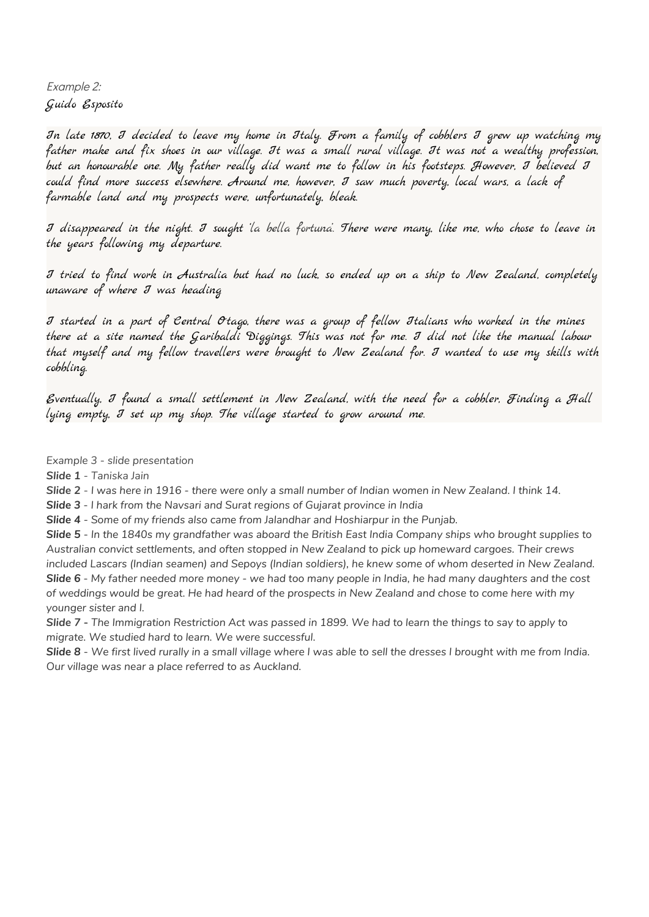*Example 2:*

Guido Esposito

In late 1870, I decided to leave my home in Italy. From a family of cobblers I grew up watching my father make and fix shoes in our village. It was a small rural village. It was not a wealthy profession, but an honourable one. My father really did want me to follow in his footsteps. However, I believed I could find more success elsewhere. Around me, however, I saw much poverty, local wars, a lack of farmable land and my prospects were, unfortunately, bleak.

I disappeared in the night. I sought 'la bella fortuna'. There were many, like me, who chose to leave in the years following my departure.

I tried to find work in Australia but had no luck, so ended up on a ship to New Zealand, completely unaware of where I was heading

I started in a part of Central Otago, there was a group of fellow Italians who worked in the mines there at a site named the Garibaldi Diggings. This was not for me. I did not like the manual labour that myself and my fellow travellers were brought to New Zealand for. I wanted to use my skills with cobbling.

Eventually, I found a small settlement in New Zealand, with the need for a cobbler, Finding a Hall lying empty, I set up my shop. The village started to grow around me.

*Example 3 - slide presentation*

***Slide 1*** *- Taniska Jain*

***Slide 2*** *- I was here in 1916 - there were only a small number of Indian women in New Zealand. I think 14.*

***Slide 3*** *- I hark from the Navsari and Surat regions of Gujarat province in India*

***Slide 4*** *- Some of my friends also came from Jalandhar and Hoshiarpur in the Punjab.*

***Slide 5*** *- In the 1840s my grandfather was aboard the British East India Company ships who brought supplies to Australian convict settlements, and often stopped in New Zealand to pick up homeward cargoes. Their crews included Lascars (Indian seamen) and Sepoys (Indian soldiers), he knew some of whom deserted in New Zealand.*

***Slide 6*** *- My father needed more money - we had too many people in India, he had many daughters and the cost of weddings would be great. He had heard of the prospects in New Zealand and chose to come here with my younger sister and I.*

***Slide 7*** *- The Immigration Restriction Act was passed in 1899. We had to learn the things to say to apply to migrate. We studied hard to learn. We were successful.*

***Slide 8*** *- We first lived rurally in a small village where I was able to sell the dresses I brought with me from India. Our village was near a place referred to as Auckland.*